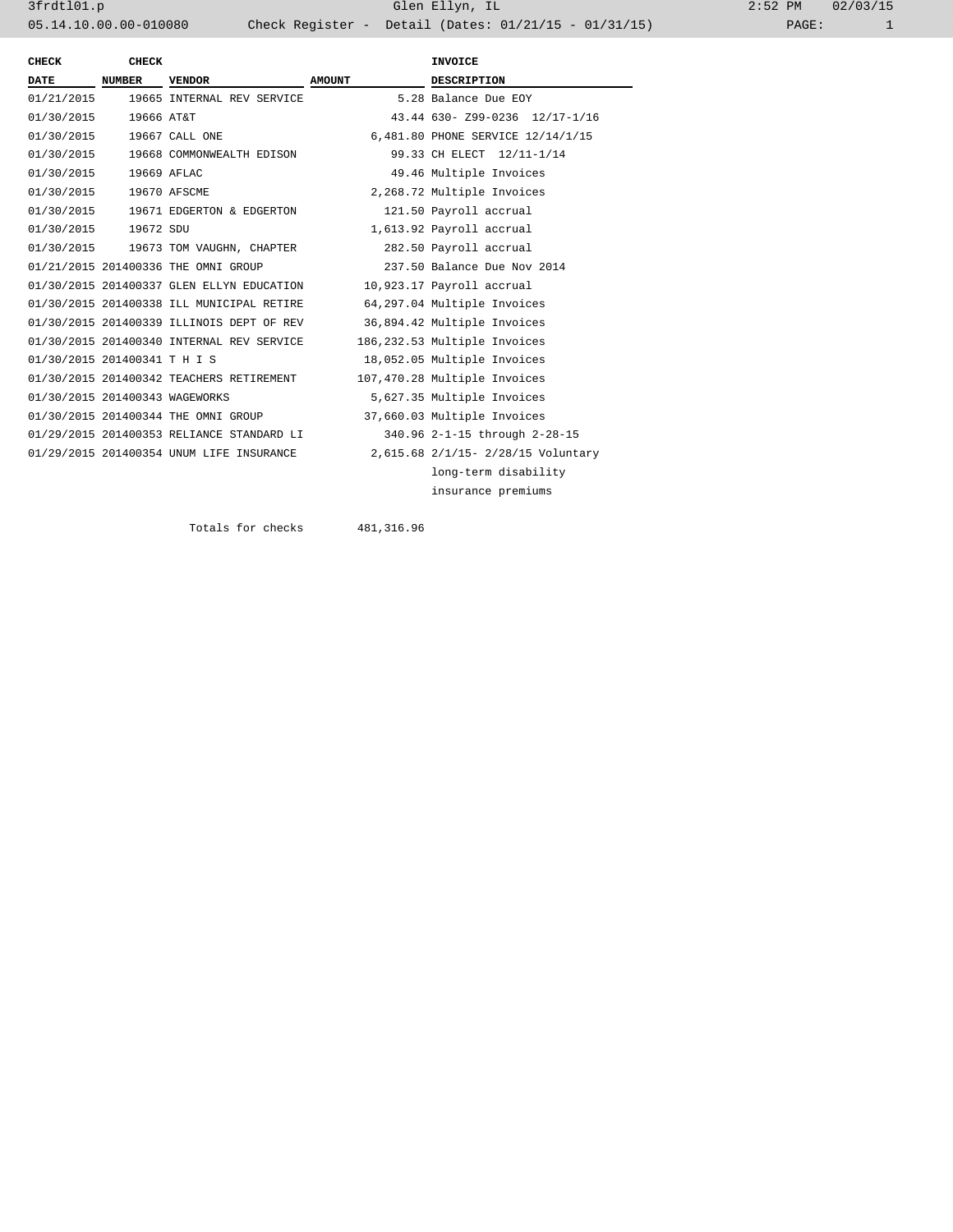3frdtl01.p Glen Ellyn, IL 2:52 PM 02/03/15

05.14.10.00.00-010080 Check Register - Detail (Dates: 01/21/15 - 01/31/15)

| CHECK DATE | CHECK NUMBER | VENDOR | AMOUNT | INVOICE DESCRIPTION |
|---|---|---|---|---|
| 01/21/2015 | 19665 | INTERNAL REV SERVICE | 5.28 | Balance Due EOY |
| 01/30/2015 | 19666 | AT&T | 43.44 | 630- Z99-0236 12/17-1/16 |
| 01/30/2015 | 19667 | CALL ONE | 6,481.80 | PHONE SERVICE 12/14/1/15 |
| 01/30/2015 | 19668 | COMMONWEALTH EDISON | 99.33 | CH ELECT 12/11-1/14 |
| 01/30/2015 | 19669 | AFLAC | 49.46 | Multiple Invoices |
| 01/30/2015 | 19670 | AFSCME | 2,268.72 | Multiple Invoices |
| 01/30/2015 | 19671 | EDGERTON & EDGERTON | 121.50 | Payroll accrual |
| 01/30/2015 | 19672 | SDU | 1,613.92 | Payroll accrual |
| 01/30/2015 | 19673 | TOM VAUGHN, CHAPTER | 282.50 | Payroll accrual |
| 01/21/2015 | 201400336 | THE OMNI GROUP | 237.50 | Balance Due Nov 2014 |
| 01/30/2015 | 201400337 | GLEN ELLYN EDUCATION | 10,923.17 | Payroll accrual |
| 01/30/2015 | 201400338 | ILL MUNICIPAL RETIRE | 64,297.04 | Multiple Invoices |
| 01/30/2015 | 201400339 | ILLINOIS DEPT OF REV | 36,894.42 | Multiple Invoices |
| 01/30/2015 | 201400340 | INTERNAL REV SERVICE | 186,232.53 | Multiple Invoices |
| 01/30/2015 | 201400341 | T H I S | 18,052.05 | Multiple Invoices |
| 01/30/2015 | 201400342 | TEACHERS RETIREMENT | 107,470.28 | Multiple Invoices |
| 01/30/2015 | 201400343 | WAGEWORKS | 5,627.35 | Multiple Invoices |
| 01/30/2015 | 201400344 | THE OMNI GROUP | 37,660.03 | Multiple Invoices |
| 01/29/2015 | 201400353 | RELIANCE STANDARD LI | 340.96 | 2-1-15 through 2-28-15 |
| 01/29/2015 | 201400354 | UNUM LIFE INSURANCE | 2,615.68 | 2/1/15- 2/28/15 Voluntary long-term disability insurance premiums |
| | | Totals for checks | 481,316.96 | |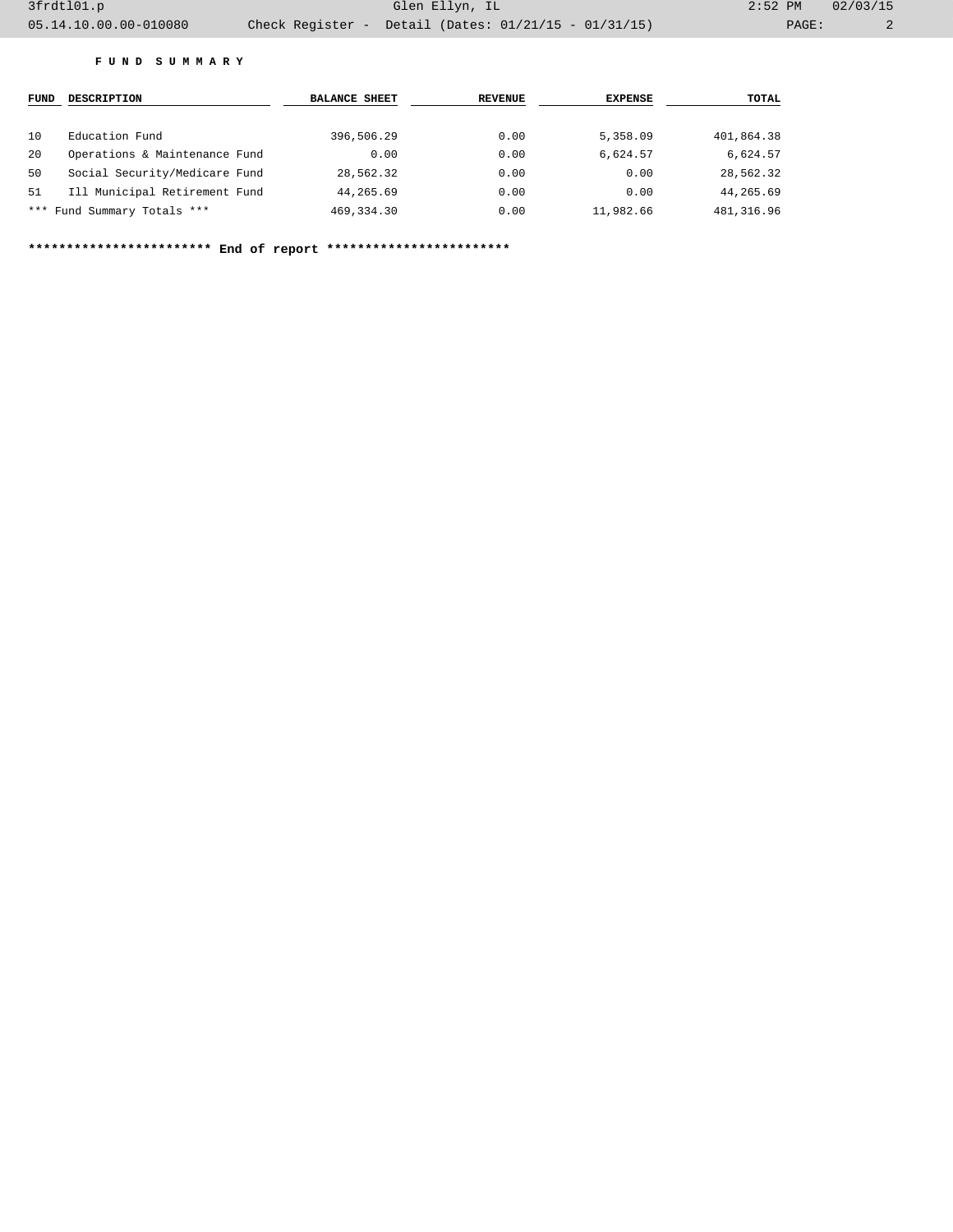**F U N D   S U M M A R Y**

| FUND | DESCRIPTION | BALANCE SHEET | REVENUE | EXPENSE | TOTAL |
| --- | --- | --- | --- | --- | --- |
| 10 | Education Fund | 396,506.29 | 0.00 | 5,358.09 | 401,864.38 |
| 20 | Operations & Maintenance Fund | 0.00 | 0.00 | 6,624.57 | 6,624.57 |
| 50 | Social Security/Medicare Fund | 28,562.32 | 0.00 | 0.00 | 28,562.32 |
| 51 | Ill Municipal Retirement Fund | 44,265.69 | 0.00 | 0.00 | 44,265.69 |
| *** Fund Summary Totals *** | | 469,334.30 | 0.00 | 11,982.66 | 481,316.96 |

************************ **End of report** ************************